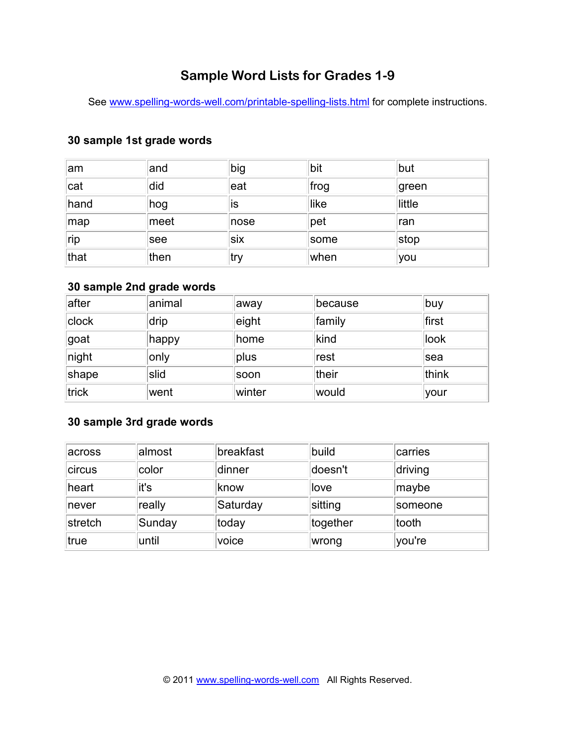# Sample Word Lists for Grades 1-9

See www.spelling-words-well.com/printable-spelling-lists.html for complete instructions.

### 30 sample 1st grade words

| | | | | |
|---|---|---|---|---|
| am | and | big | bit | but |
| cat | did | eat | frog | green |
| hand | hog | is | like | little |
| map | meet | nose | pet | ran |
| rip | see | six | some | stop |
| that | then | try | when | you |

### 30 sample 2nd grade words

| | | | | |
|---|---|---|---|---|
| after | animal | away | because | buy |
| clock | drip | eight | family | first |
| goat | happy | home | kind | look |
| night | only | plus | rest | sea |
| shape | slid | soon | their | think |
| trick | went | winter | would | your |

### 30 sample 3rd grade words

| | | | | |
|---|---|---|---|---|
| across | almost | breakfast | build | carries |
| circus | color | dinner | doesn't | driving |
| heart | it's | know | love | maybe |
| never | really | Saturday | sitting | someone |
| stretch | Sunday | today | together | tooth |
| true | until | voice | wrong | you're |

© 2011 www.spelling-words-well.com All Rights Reserved.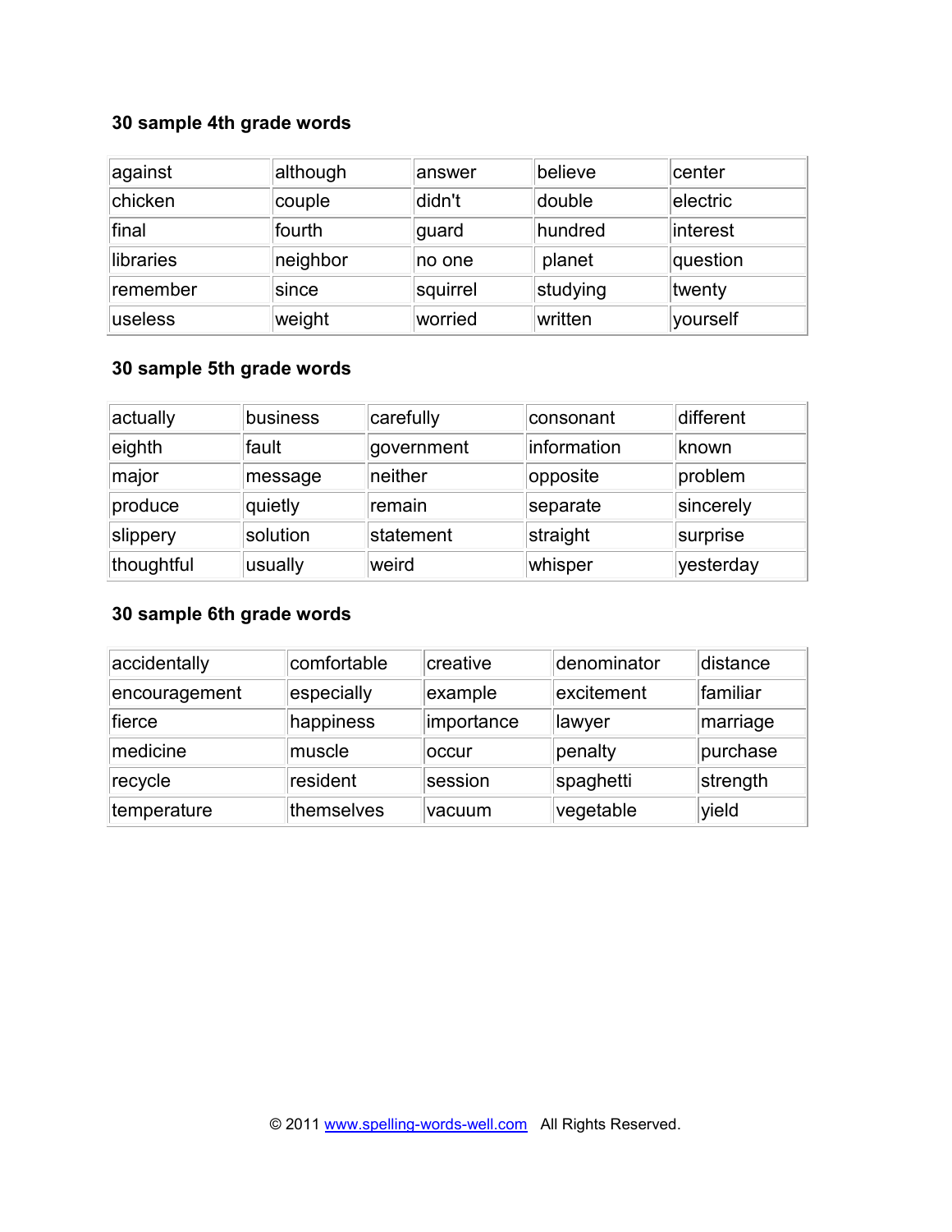### 30 sample 4th grade words

| | | | | |
|---|---|---|---|---|
| against | although | answer | believe | center |
| chicken | couple | didn't | double | electric |
| final | fourth | guard | hundred | interest |
| libraries | neighbor | no one | planet | question |
| remember | since | squirrel | studying | twenty |
| useless | weight | worried | written | yourself |

### 30 sample 5th grade words

| | | | | |
|---|---|---|---|---|
| actually | business | carefully | consonant | different |
| eighth | fault | government | information | known |
| major | message | neither | opposite | problem |
| produce | quietly | remain | separate | sincerely |
| slippery | solution | statement | straight | surprise |
| thoughtful | usually | weird | whisper | yesterday |

### 30 sample 6th grade words

| | | | | |
|---|---|---|---|---|
| accidentally | comfortable | creative | denominator | distance |
| encouragement | especially | example | excitement | familiar |
| fierce | happiness | importance | lawyer | marriage |
| medicine | muscle | occur | penalty | purchase |
| recycle | resident | session | spaghetti | strength |
| temperature | themselves | vacuum | vegetable | yield |

© 2011 www.spelling-words-well.com All Rights Reserved.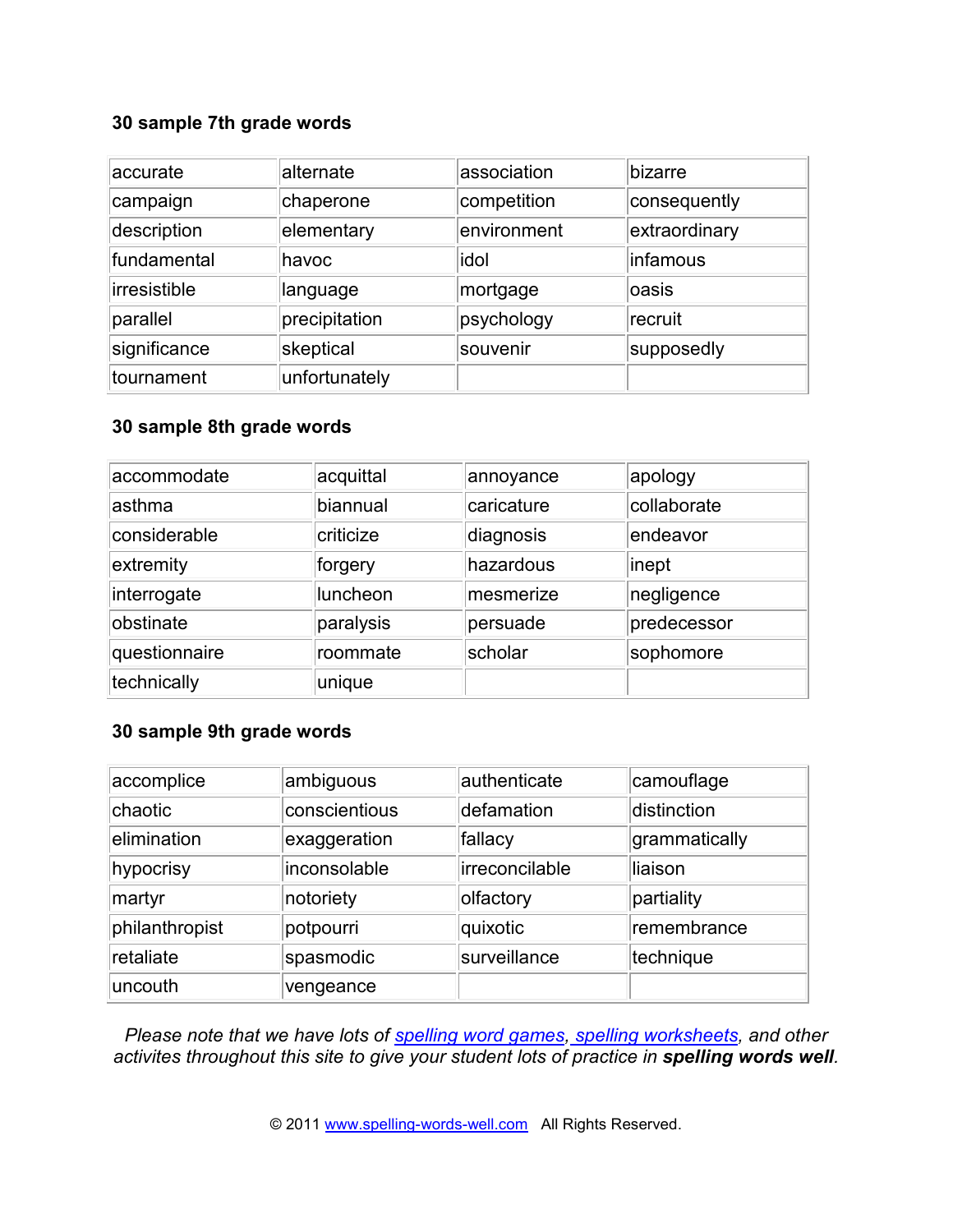**30 sample 7th grade words**

| | | | |
|---|---|---|---|
| accurate | alternate | association | bizarre |
| campaign | chaperone | competition | consequently |
| description | elementary | environment | extraordinary |
| fundamental | havoc | idol | infamous |
| irresistible | language | mortgage | oasis |
| parallel | precipitation | psychology | recruit |
| significance | skeptical | souvenir | supposedly |
| tournament | unfortunately | | |

**30 sample 8th grade words**

| | | | |
|---|---|---|---|
| accommodate | acquittal | annoyance | apology |
| asthma | biannual | caricature | collaborate |
| considerable | criticize | diagnosis | endeavor |
| extremity | forgery | hazardous | inept |
| interrogate | luncheon | mesmerize | negligence |
| obstinate | paralysis | persuade | predecessor |
| questionnaire | roommate | scholar | sophomore |
| technically | unique | | |

**30 sample 9th grade words**

| | | | |
|---|---|---|---|
| accomplice | ambiguous | authenticate | camouflage |
| chaotic | conscientious | defamation | distinction |
| elimination | exaggeration | fallacy | grammatically |
| hypocrisy | inconsolable | irreconcilable | liaison |
| martyr | notoriety | olfactory | partiality |
| philanthropist | potpourri | quixotic | remembrance |
| retaliate | spasmodic | surveillance | technique |
| uncouth | vengeance | | |

*Please note that we have lots of spelling word games, spelling worksheets, and other activites throughout this site to give your student lots of practice in **spelling words well**.*

© 2011 www.spelling-words-well.com All Rights Reserved.